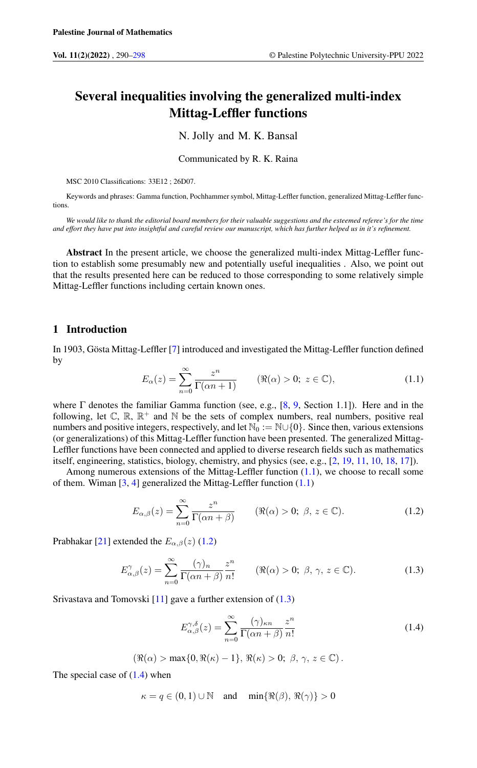# Several inequalities involving the generalized multi-index Mittag-Leffler functions

N. Jolly and M. K. Bansal

Communicated by R. K. Raina

MSC 2010 Classifications: 33E12 ; 26D07.

Keywords and phrases: Gamma function, Pochhammer symbol, Mittag-Leffler function, generalized Mittag-Leffler functions.

*We would like to thank the editorial board members for their valuable suggestions and the esteemed referee's for the time and effort they have put into insightful and careful review our manuscript, which has further helped us in it's refinement.*

**Abstract** In the present article, we choose the generalized multi-index Mittag-Leffler function to establish some presumably new and potentially useful inequalities . Also, we point out that the results presented here can be reduced to those corresponding to some relatively simple Mittag-Leffler functions including certain known ones.

## 1 Introduction

In 1903, Gösta Mittag-Leffler [7] introduced and investigated the Mittag-Leffler function defined by

$$E_{\alpha}(z)=\sum_{n=0}^{\infty}\frac{z^n}{\Gamma(\alpha n+1)}\qquad (\Re(\alpha)>0;\ z\in\mathbb{C}),\tag{1.1}$$

where $\Gamma$ denotes the familiar Gamma function (see, e.g., [8, 9, Section 1.1]). Here and in the following, let $\mathbb{C}$, $\mathbb{R}$, $\mathbb{R}^+$ and $\mathbb{N}$ be the sets of complex numbers, real numbers, positive real numbers and positive integers, respectively, and let $\mathbb{N}_0:=\mathbb{N}\cup\{0\}$. Since then, various extensions (or generalizations) of this Mittag-Leffler function have been presented. The generalized Mittag-Leffler functions have been connected and applied to diverse research fields such as mathematics itself, engineering, statistics, biology, chemistry, and physics (see, e.g., [2, 19, 11, 10, 18, 17]).

Among numerous extensions of the Mittag-Leffler function (1.1), we choose to recall some of them. Wiman [3, 4] generalized the Mittag-Leffler function (1.1)

$$E_{\alpha,\beta}(z)=\sum_{n=0}^{\infty}\frac{z^n}{\Gamma(\alpha n+\beta)}\qquad (\Re(\alpha)>0;\ \beta,\, z\in\mathbb{C}).\tag{1.2}$$

Prabhakar [21] extended the $E_{\alpha,\beta}(z)$ (1.2)

$$E^{\gamma}_{\alpha,\beta}(z)=\sum_{n=0}^{\infty}\frac{(\gamma)_n}{\Gamma(\alpha n+\beta)}\frac{z^n}{n!}\qquad (\Re(\alpha)>0;\ \beta,\,\gamma,\, z\in\mathbb{C}).\tag{1.3}$$

Srivastava and Tomovski [11] gave a further extension of (1.3)

$$E^{\gamma,\delta}_{\alpha,\beta}(z)=\sum_{n=0}^{\infty}\frac{(\gamma)_{\kappa n}}{\Gamma(\alpha n+\beta)}\frac{z^n}{n!}\tag{1.4}$$

$$(\Re(\alpha)>\max\{0,\Re(\kappa)-1\},\ \Re(\kappa)>0;\ \beta,\,\gamma,\, z\in\mathbb{C})\,.$$

The special case of (1.4) when

$$\kappa=q\in(0,1)\cup\mathbb{N}\quad\text{ and }\quad \min\{\Re(\beta),\,\Re(\gamma)\}>0$$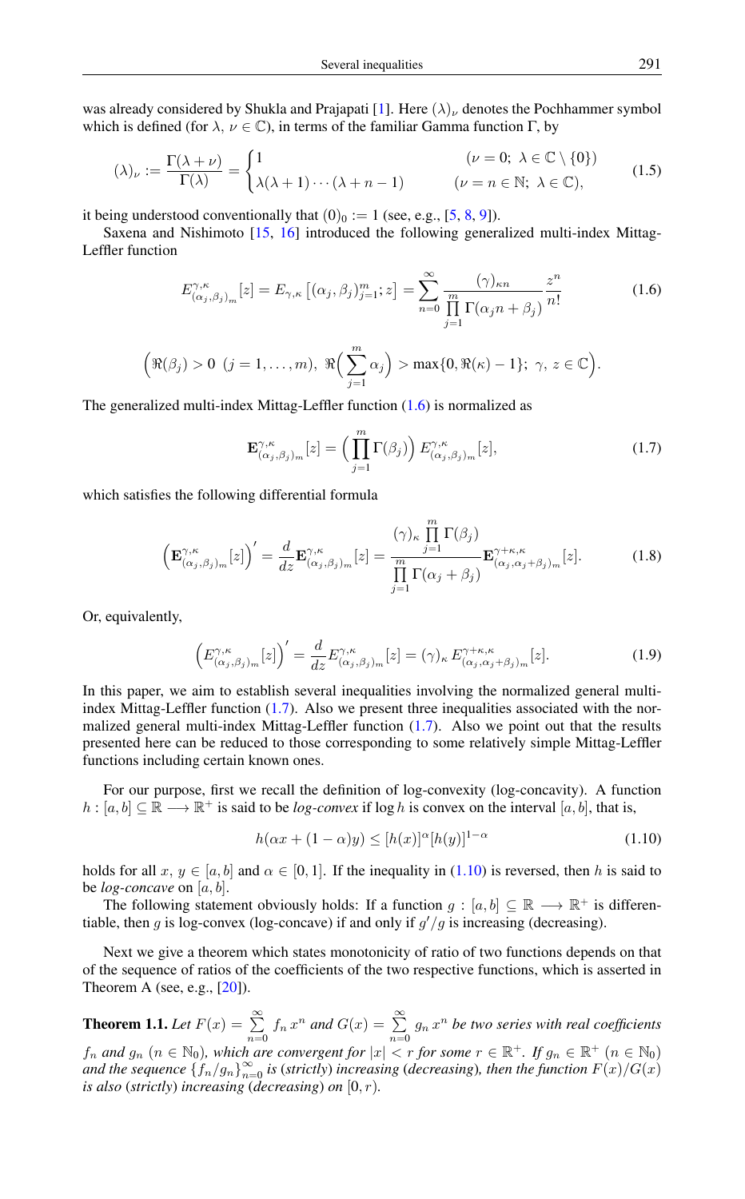was already considered by Shukla and Prajapati [1]. Here $(\lambda)_\nu$ denotes the Pochhammer symbol which is defined (for $\lambda,\ \nu \in \mathbb{C}$), in terms of the familiar Gamma function $\Gamma$, by

$$(\lambda)_\nu := \frac{\Gamma(\lambda+\nu)}{\Gamma(\lambda)} = \begin{cases} 1 & (\nu = 0;\ \lambda \in \mathbb{C}\setminus\{0\}) \\ \lambda(\lambda+1)\cdots(\lambda+n-1) & (\nu = n \in \mathbb{N};\ \lambda \in \mathbb{C}), \end{cases} \tag{1.5}$$

it being understood conventionally that $(0)_0 := 1$ (see, e.g., [5, 8, 9]).

Saxena and Nishimoto [15, 16] introduced the following generalized multi-index Mittag-Leffler function

$$E^{\gamma,\kappa}_{(\alpha_j,\beta_j)_m}[z] = E_{\gamma,\kappa}\left[(\alpha_j,\beta_j)_{j=1}^m; z\right] = \sum_{n=0}^{\infty} \frac{(\gamma)_{\kappa n}}{\prod\limits_{j=1}^{m}\Gamma(\alpha_j n+\beta_j)} \frac{z^n}{n!} \tag{1.6}$$

$$\Big(\Re(\beta_j) > 0\ \ (j = 1,\ldots,m),\ \Re\Big(\sum_{j=1}^{m}\alpha_j\Big) > \max\{0, \Re(\kappa)-1\};\ \gamma,\ z \in \mathbb{C}\Big).$$

The generalized multi-index Mittag-Leffler function (1.6) is normalized as

$$\mathbf{E}^{\gamma,\kappa}_{(\alpha_j,\beta_j)_m}[z] = \Big(\prod_{j=1}^{m}\Gamma(\beta_j)\Big)\, E^{\gamma,\kappa}_{(\alpha_j,\beta_j)_m}[z], \tag{1.7}$$

which satisfies the following differential formula

$$\Big(\mathbf{E}^{\gamma,\kappa}_{(\alpha_j,\beta_j)_m}[z]\Big)' = \frac{d}{dz}\mathbf{E}^{\gamma,\kappa}_{(\alpha_j,\beta_j)_m}[z] = \frac{(\gamma)_\kappa \prod\limits_{j=1}^{m}\Gamma(\beta_j)}{\prod\limits_{j=1}^{m}\Gamma(\alpha_j+\beta_j)}\mathbf{E}^{\gamma+\kappa,\kappa}_{(\alpha_j,\alpha_j+\beta_j)_m}[z]. \tag{1.8}$$

Or, equivalently,

$$\Big(E^{\gamma,\kappa}_{(\alpha_j,\beta_j)_m}[z]\Big)' = \frac{d}{dz}E^{\gamma,\kappa}_{(\alpha_j,\beta_j)_m}[z] = (\gamma)_\kappa\, E^{\gamma+\kappa,\kappa}_{(\alpha_j,\alpha_j+\beta_j)_m}[z]. \tag{1.9}$$

In this paper, we aim to establish several inequalities involving the normalized general multi-index Mittag-Leffler function (1.7). Also we present three inequalities associated with the normalized general multi-index Mittag-Leffler function (1.7). Also we point out that the results presented here can be reduced to those corresponding to some relatively simple Mittag-Leffler functions including certain known ones.

For our purpose, first we recall the definition of log-convexity (log-concavity). A function $h : [a,b] \subseteq \mathbb{R} \longrightarrow \mathbb{R}^+$ is said to be *log-convex* if $\log h$ is convex on the interval $[a,b]$, that is,

$$h(\alpha x + (1-\alpha)y) \le [h(x)]^\alpha [h(y)]^{1-\alpha} \tag{1.10}$$

holds for all $x,\ y \in [a,b]$ and $\alpha \in [0,1]$. If the inequality in (1.10) is reversed, then $h$ is said to be *log-concave* on $[a,b]$.

The following statement obviously holds: If a function $g : [a,b] \subseteq \mathbb{R} \longrightarrow \mathbb{R}^+$ is differentiable, then $g$ is log-convex (log-concave) if and only if $g'/g$ is increasing (decreasing).

Next we give a theorem which states monotonicity of ratio of two functions depends on that of the sequence of ratios of the coefficients of the two respective functions, which is asserted in Theorem A (see, e.g., [20]).

**Theorem 1.1.** *Let $F(x) = \sum\limits_{n=0}^{\infty} f_n\, x^n$ and $G(x) = \sum\limits_{n=0}^{\infty} g_n\, x^n$ be two series with real coefficients $f_n$ and $g_n$ $(n \in \mathbb{N}_0)$, which are convergent for $|x| < r$ for some $r \in \mathbb{R}^+$. If $g_n \in \mathbb{R}^+$ $(n \in \mathbb{N}_0)$ and the sequence $\{f_n/g_n\}_{n=0}^{\infty}$ is (strictly) increasing (decreasing), then the function $F(x)/G(x)$ is also (strictly) increasing (decreasing) on $[0,r)$.*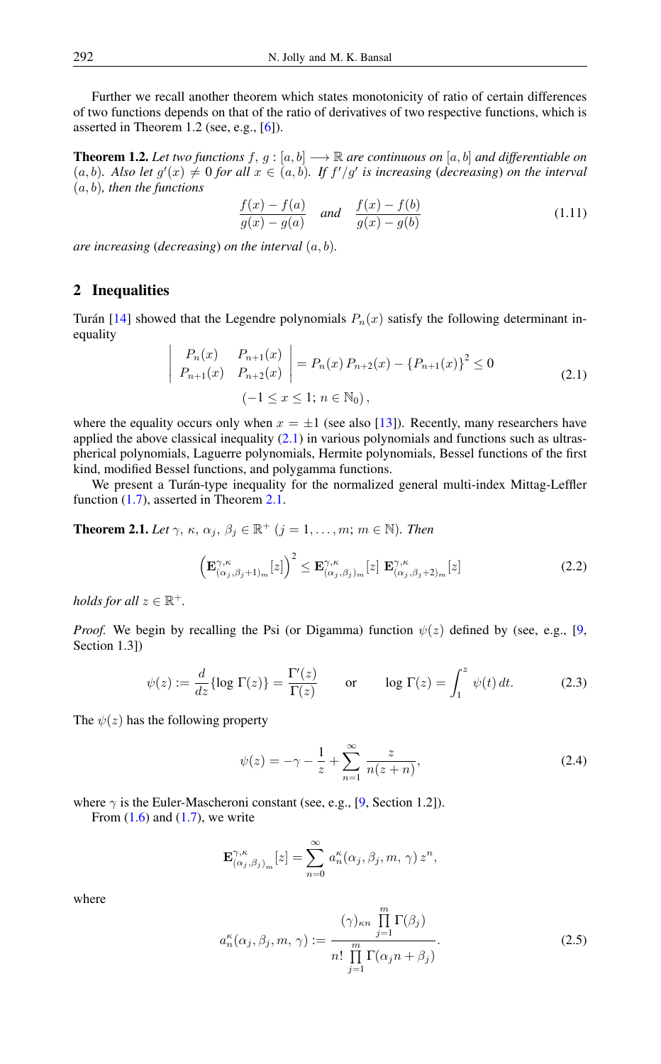Further we recall another theorem which states monotonicity of ratio of certain differences of two functions depends on that of the ratio of derivatives of two respective functions, which is asserted in Theorem 1.2 (see, e.g., [6]).

**Theorem 1.2.** *Let two functions $f,\, g : [a, b] \longrightarrow \mathbb{R}$ are continuous on $[a, b]$ and differentiable on $(a, b)$. Also let $g'(x) \neq 0$ for all $x \in (a, b)$. If $f'/g'$ is increasing (decreasing) on the interval $(a, b)$, then the functions*

$$\frac{f(x) - f(a)}{g(x) - g(a)} \quad \textit{and} \quad \frac{f(x) - f(b)}{g(x) - g(b)} \tag{1.11}$$

*are increasing (decreasing) on the interval $(a, b)$.*

## 2 Inequalities

Turán [14] showed that the Legendre polynomials $P_n(x)$ satisfy the following determinant inequality

$$\begin{vmatrix} P_n(x) & P_{n+1}(x) \\ P_{n+1}(x) & P_{n+2}(x) \end{vmatrix} = P_n(x)\, P_{n+2}(x) - \{P_{n+1}(x)\}^2 \leq 0$$
$$(-1 \leq x \leq 1;\, n \in \mathbb{N}_0), \tag{2.1}$$

where the equality occurs only when $x = \pm 1$ (see also [13]). Recently, many researchers have applied the above classical inequality (2.1) in various polynomials and functions such as ultraspherical polynomials, Laguerre polynomials, Hermite polynomials, Bessel functions of the first kind, modified Bessel functions, and polygamma functions.

We present a Turán-type inequality for the normalized general multi-index Mittag-Leffler function (1.7), asserted in Theorem 2.1.

**Theorem 2.1.** *Let $\gamma,\, \kappa,\, \alpha_j,\, \beta_j \in \mathbb{R}^+$ $(j = 1, \ldots, m;\, m \in \mathbb{N})$. Then*

$$\left(\mathbf{E}^{\gamma,\kappa}_{(\alpha_j,\beta_j+1)_m}[z]\right)^2 \leq \mathbf{E}^{\gamma,\kappa}_{(\alpha_j,\beta_j)_m}[z]\; \mathbf{E}^{\gamma,\kappa}_{(\alpha_j,\beta_j+2)_m}[z] \tag{2.2}$$

*holds for all $z \in \mathbb{R}^+$.*

*Proof.* We begin by recalling the Psi (or Digamma) function $\psi(z)$ defined by (see, e.g., [9, Section 1.3])

$$\psi(z) := \frac{d}{dz}\{\log \Gamma(z)\} = \frac{\Gamma'(z)}{\Gamma(z)} \qquad \text{or} \qquad \log \Gamma(z) = \int_1^z \psi(t)\, dt. \tag{2.3}$$

The $\psi(z)$ has the following property

$$\psi(z) = -\gamma - \frac{1}{z} + \sum_{n=1}^{\infty} \frac{z}{n(z+n)}, \tag{2.4}$$

where $\gamma$ is the Euler-Mascheroni constant (see, e.g., [9, Section 1.2]).

From (1.6) and (1.7), we write

$$\mathbf{E}^{\gamma,\kappa}_{(\alpha_j,\beta_j)_m}[z] = \sum_{n=0}^{\infty} a_n^{\kappa}(\alpha_j, \beta_j, m,\, \gamma)\, z^n,$$

where

$$a_n^{\kappa}(\alpha_j, \beta_j, m,\, \gamma) := \frac{(\gamma)_{\kappa n} \prod\limits_{j=1}^{m} \Gamma(\beta_j)}{n! \prod\limits_{j=1}^{m} \Gamma(\alpha_j n + \beta_j)}. \tag{2.5}$$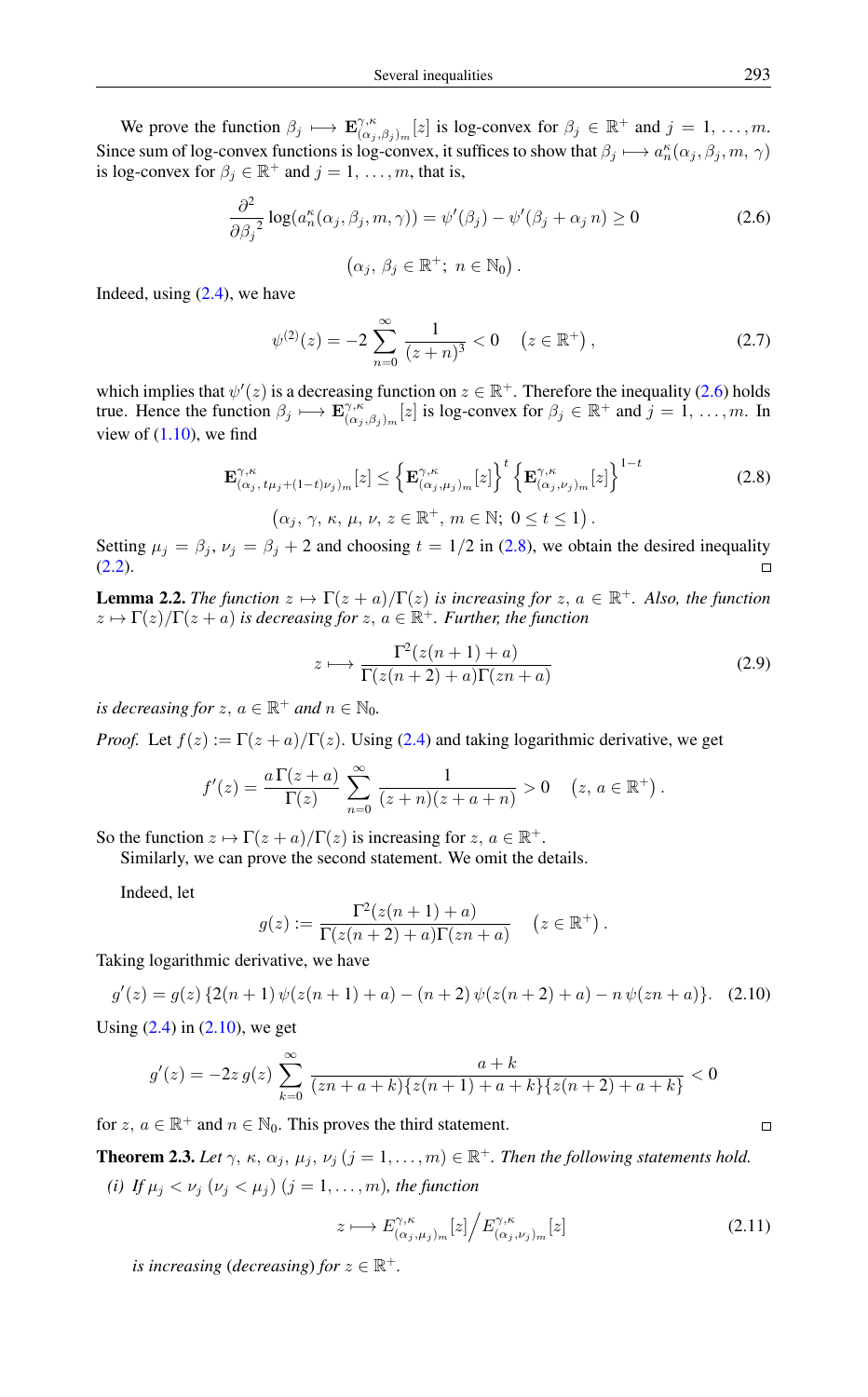We prove the function $\beta_j \longmapsto \mathbf{E}^{\gamma,\kappa}_{(\alpha_j,\beta_j)_m}[z]$ is log-convex for $\beta_j \in \mathbb{R}^+$ and $j = 1, \ldots, m$. Since sum of log-convex functions is log-convex, it suffices to show that $\beta_j \longmapsto a^{\kappa}_n(\alpha_j, \beta_j, m, \gamma)$ is log-convex for $\beta_j \in \mathbb{R}^+$ and $j = 1, \ldots, m$, that is,

$$\frac{\partial^2}{\partial {\beta_j}^2} \log(a^{\kappa}_n(\alpha_j, \beta_j, m, \gamma)) = \psi'(\beta_j) - \psi'(\beta_j + \alpha_j\, n) \geq 0 \tag{2.6}$$

$$\left(\alpha_j,\, \beta_j \in \mathbb{R}^+;\ n \in \mathbb{N}_0\right).$$

Indeed, using (2.4), we have

$$\psi^{(2)}(z) = -2 \sum_{n=0}^{\infty} \frac{1}{(z+n)^3} < 0 \quad \left(z \in \mathbb{R}^+\right), \tag{2.7}$$

which implies that $\psi'(z)$ is a decreasing function on $z \in \mathbb{R}^+$. Therefore the inequality (2.6) holds true. Hence the function $\beta_j \longmapsto \mathbf{E}^{\gamma,\kappa}_{(\alpha_j,\beta_j)_m}[z]$ is log-convex for $\beta_j \in \mathbb{R}^+$ and $j = 1, \ldots, m$. In view of (1.10), we find

$$\mathbf{E}^{\gamma,\kappa}_{(\alpha_j,\, t\mu_j + (1-t)\nu_j)_m}[z] \leq \left\{\mathbf{E}^{\gamma,\kappa}_{(\alpha_j,\mu_j)_m}[z]\right\}^{t} \left\{\mathbf{E}^{\gamma,\kappa}_{(\alpha_j,\nu_j)_m}[z]\right\}^{1-t} \tag{2.8}$$

$$\left(\alpha_j,\, \gamma,\, \kappa,\, \mu,\, \nu,\, z \in \mathbb{R}^+,\ m \in \mathbb{N};\ 0 \leq t \leq 1\right).$$

Setting $\mu_j = \beta_j$, $\nu_j = \beta_j + 2$ and choosing $t = 1/2$ in (2.8), we obtain the desired inequality (2.2). □

**Lemma 2.2.** *The function $z \mapsto \Gamma(z+a)/\Gamma(z)$ is increasing for $z,\, a \in \mathbb{R}^+$. Also, the function $z \mapsto \Gamma(z)/\Gamma(z+a)$ is decreasing for $z,\, a \in \mathbb{R}^+$. Further, the function*

$$z \longmapsto \frac{\Gamma^2(z(n+1)+a)}{\Gamma(z(n+2)+a)\Gamma(zn+a)} \tag{2.9}$$

*is decreasing for $z,\, a \in \mathbb{R}^+$ and $n \in \mathbb{N}_0$.*

*Proof.* Let $f(z) := \Gamma(z+a)/\Gamma(z)$. Using (2.4) and taking logarithmic derivative, we get

$$f'(z) = \frac{a\,\Gamma(z+a)}{\Gamma(z)} \sum_{n=0}^{\infty} \frac{1}{(z+n)(z+a+n)} > 0 \quad \left(z,\, a \in \mathbb{R}^+\right).$$

So the function $z \mapsto \Gamma(z+a)/\Gamma(z)$ is increasing for $z,\, a \in \mathbb{R}^+$.

Similarly, we can prove the second statement. We omit the details.

Indeed, let

$$g(z) := \frac{\Gamma^2(z(n+1)+a)}{\Gamma(z(n+2)+a)\Gamma(zn+a)} \quad \left(z \in \mathbb{R}^+\right).$$

Taking logarithmic derivative, we have

$$g'(z) = g(z)\left\{2(n+1)\,\psi(z(n+1)+a) - (n+2)\,\psi(z(n+2)+a) - n\,\psi(zn+a)\right\}. \tag{2.10}$$

Using (2.4) in (2.10), we get

$$g'(z) = -2z\, g(z) \sum_{k=0}^{\infty} \frac{a+k}{(zn+a+k)\{z(n+1)+a+k\}\{z(n+2)+a+k\}} < 0$$

for $z,\, a \in \mathbb{R}^+$ and $n \in \mathbb{N}_0$. This proves the third statement. □

**Theorem 2.3.** *Let $\gamma,\, \kappa,\, \alpha_j,\, \mu_j,\, \nu_j\ (j = 1, \ldots, m) \in \mathbb{R}^+$. Then the following statements hold.*

*(i) If $\mu_j < \nu_j$ ($\nu_j < \mu_j$) $(j = 1, \ldots, m)$, the function*

$$z \longmapsto E^{\gamma,\kappa}_{(\alpha_j,\mu_j)_m}[z] \Big/ E^{\gamma,\kappa}_{(\alpha_j,\nu_j)_m}[z] \tag{2.11}$$

*is increasing (decreasing) for $z \in \mathbb{R}^+$.*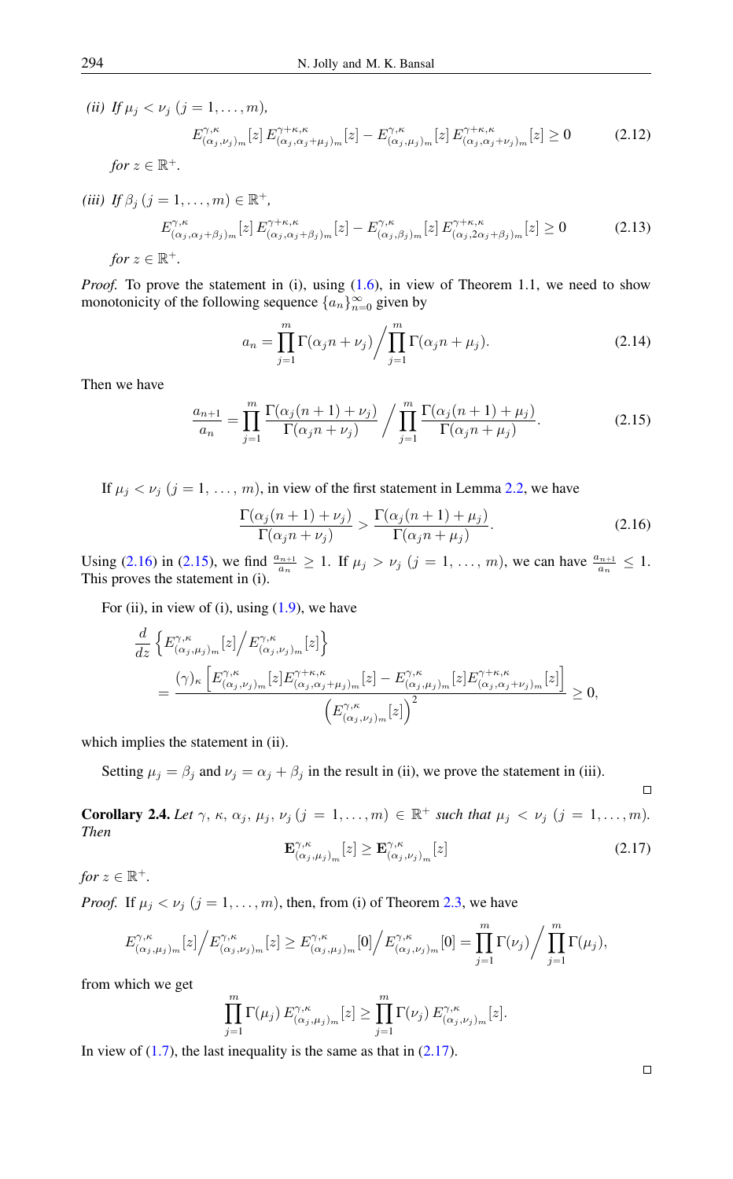*(ii) If $\mu_j < \nu_j$ $(j = 1, \ldots, m)$,*

$$E^{\gamma,\kappa}_{(\alpha_j,\nu_j)_m}[z]\, E^{\gamma+\kappa,\kappa}_{(\alpha_j,\alpha_j+\mu_j)_m}[z] - E^{\gamma,\kappa}_{(\alpha_j,\mu_j)_m}[z]\, E^{\gamma+\kappa,\kappa}_{(\alpha_j,\alpha_j+\nu_j)_m}[z] \geq 0 \tag{2.12}$$

*for $z \in \mathbb{R}^+$.*

*(iii) If $\beta_j$ $(j = 1, \ldots, m) \in \mathbb{R}^+$,*

$$E^{\gamma,\kappa}_{(\alpha_j,\alpha_j+\beta_j)_m}[z]\, E^{\gamma+\kappa,\kappa}_{(\alpha_j,\alpha_j+\beta_j)_m}[z] - E^{\gamma,\kappa}_{(\alpha_j,\beta_j)_m}[z]\, E^{\gamma+\kappa,\kappa}_{(\alpha_j,2\alpha_j+\beta_j)_m}[z] \geq 0 \tag{2.13}$$

*for $z \in \mathbb{R}^+$.*

*Proof.* To prove the statement in (i), using (1.6), in view of Theorem 1.1, we need to show monotonicity of the following sequence $\{a_n\}_{n=0}^{\infty}$ given by

$$a_n = \prod_{j=1}^{m} \Gamma(\alpha_j n + \nu_j) \Big/ \prod_{j=1}^{m} \Gamma(\alpha_j n + \mu_j). \tag{2.14}$$

Then we have

$$\frac{a_{n+1}}{a_n} = \prod_{j=1}^{m} \frac{\Gamma(\alpha_j(n+1) + \nu_j)}{\Gamma(\alpha_j n + \nu_j)} \Big/ \prod_{j=1}^{m} \frac{\Gamma(\alpha_j(n+1) + \mu_j)}{\Gamma(\alpha_j n + \mu_j)}. \tag{2.15}$$

If $\mu_j < \nu_j$ $(j = 1, \ldots, m)$, in view of the first statement in Lemma 2.2, we have

$$\frac{\Gamma(\alpha_j(n+1) + \nu_j)}{\Gamma(\alpha_j n + \nu_j)} > \frac{\Gamma(\alpha_j(n+1) + \mu_j)}{\Gamma(\alpha_j n + \mu_j)}. \tag{2.16}$$

Using (2.16) in (2.15), we find $\frac{a_{n+1}}{a_n} \geq 1$. If $\mu_j > \nu_j$ $(j = 1, \ldots, m)$, we can have $\frac{a_{n+1}}{a_n} \leq 1$. This proves the statement in (i).

For (ii), in view of (i), using (1.9), we have

$$\begin{aligned}
&\frac{d}{dz}\left\{ E^{\gamma,\kappa}_{(\alpha_j,\mu_j)_m}[z] \Big/ E^{\gamma,\kappa}_{(\alpha_j,\nu_j)_m}[z] \right\} \\
&\quad = \frac{(\gamma)_\kappa \left[ E^{\gamma,\kappa}_{(\alpha_j,\nu_j)_m}[z] E^{\gamma+\kappa,\kappa}_{(\alpha_j,\alpha_j+\mu_j)_m}[z] - E^{\gamma,\kappa}_{(\alpha_j,\mu_j)_m}[z] E^{\gamma+\kappa,\kappa}_{(\alpha_j,\alpha_j+\nu_j)_m}[z] \right]}{\left( E^{\gamma,\kappa}_{(\alpha_j,\nu_j)_m}[z] \right)^2} \geq 0,
\end{aligned}$$

which implies the statement in (ii).

Setting $\mu_j = \beta_j$ and $\nu_j = \alpha_j + \beta_j$ in the result in (ii), we prove the statement in (iii). □

**Corollary 2.4.** *Let $\gamma,\ \kappa,\ \alpha_j,\ \mu_j,\ \nu_j$ $(j = 1, \ldots, m) \in \mathbb{R}^+$ such that $\mu_j < \nu_j$ $(j = 1, \ldots, m)$. Then*

$$\mathbf{E}^{\gamma,\kappa}_{(\alpha_j,\mu_j)_m}[z] \geq \mathbf{E}^{\gamma,\kappa}_{(\alpha_j,\nu_j)_m}[z] \tag{2.17}$$

*for $z \in \mathbb{R}^+$.*

*Proof.* If $\mu_j < \nu_j$ $(j = 1, \ldots, m)$, then, from (i) of Theorem 2.3, we have

$$E^{\gamma,\kappa}_{(\alpha_j,\mu_j)_m}[z] \Big/ E^{\gamma,\kappa}_{(\alpha_j,\nu_j)_m}[z] \geq E^{\gamma,\kappa}_{(\alpha_j,\mu_j)_m}[0] \Big/ E^{\gamma,\kappa}_{(\alpha_j,\nu_j)_m}[0] = \prod_{j=1}^{m} \Gamma(\nu_j) \Big/ \prod_{j=1}^{m} \Gamma(\mu_j),$$

from which we get

$$\prod_{j=1}^{m} \Gamma(\mu_j)\, E^{\gamma,\kappa}_{(\alpha_j,\mu_j)_m}[z] \geq \prod_{j=1}^{m} \Gamma(\nu_j)\, E^{\gamma,\kappa}_{(\alpha_j,\nu_j)_m}[z].$$

In view of (1.7), the last inequality is the same as that in (2.17). □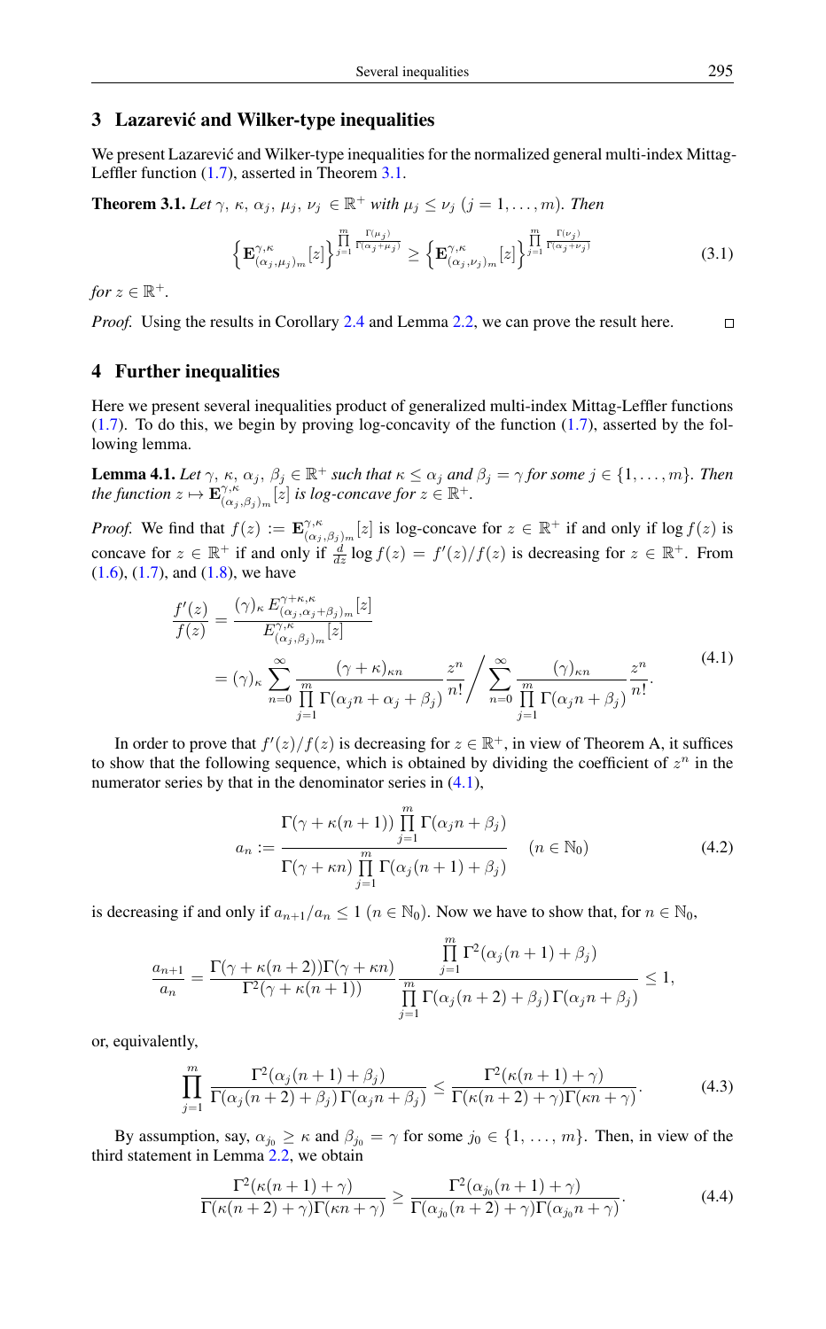## 3 Lazarević and Wilker-type inequalities

We present Lazarević and Wilker-type inequalities for the normalized general multi-index Mittag-Leffler function (1.7), asserted in Theorem 3.1.

**Theorem 3.1.** *Let $\gamma$, $\kappa$, $\alpha_j$, $\mu_j$, $\nu_j$ $\in \mathbb{R}^+$ with $\mu_j \leq \nu_j$ $(j = 1, \ldots, m)$. Then*

$$\left\{\mathbf{E}^{\gamma,\kappa}_{(\alpha_j,\mu_j)_m}[z]\right\}^{\prod_{j=1}^{m}\frac{\Gamma(\mu_j)}{\Gamma(\alpha_j+\mu_j)}} \geq \left\{\mathbf{E}^{\gamma,\kappa}_{(\alpha_j,\nu_j)_m}[z]\right\}^{\prod_{j=1}^{m}\frac{\Gamma(\nu_j)}{\Gamma(\alpha_j+\nu_j)}} \tag{3.1}$$

*for $z \in \mathbb{R}^+$.*

*Proof.* Using the results in Corollary 2.4 and Lemma 2.2, we can prove the result here. □

## 4 Further inequalities

Here we present several inequalities product of generalized multi-index Mittag-Leffler functions (1.7). To do this, we begin by proving log-concavity of the function (1.7), asserted by the following lemma.

**Lemma 4.1.** *Let $\gamma$, $\kappa$, $\alpha_j$, $\beta_j \in \mathbb{R}^+$ such that $\kappa \leq \alpha_j$ and $\beta_j = \gamma$ for some $j \in \{1, \ldots, m\}$. Then the function $z \mapsto \mathbf{E}^{\gamma,\kappa}_{(\alpha_j,\beta_j)_m}[z]$ is log-concave for $z \in \mathbb{R}^+$.*

*Proof.* We find that $f(z) := \mathbf{E}^{\gamma,\kappa}_{(\alpha_j,\beta_j)_m}[z]$ is log-concave for $z \in \mathbb{R}^+$ if and only if $\log f(z)$ is concave for $z \in \mathbb{R}^+$ if and only if $\frac{d}{dz}\log f(z) = f'(z)/f(z)$ is decreasing for $z \in \mathbb{R}^+$. From (1.6), (1.7), and (1.8), we have

$$\begin{aligned}\frac{f'(z)}{f(z)} &= \frac{(\gamma)_\kappa \, E^{\gamma+\kappa,\kappa}_{(\alpha_j,\alpha_j+\beta_j)_m}[z]}{E^{\gamma,\kappa}_{(\alpha_j,\beta_j)_m}[z]} \\ &= (\gamma)_\kappa \sum_{n=0}^{\infty} \frac{(\gamma+\kappa)_{\kappa n}}{\prod_{j=1}^{m}\Gamma(\alpha_j n + \alpha_j + \beta_j)} \frac{z^n}{n!} \Bigg/ \sum_{n=0}^{\infty} \frac{(\gamma)_{\kappa n}}{\prod_{j=1}^{m}\Gamma(\alpha_j n + \beta_j)} \frac{z^n}{n!}.\end{aligned} \tag{4.1}$$

In order to prove that $f'(z)/f(z)$ is decreasing for $z \in \mathbb{R}^+$, in view of Theorem A, it suffices to show that the following sequence, which is obtained by dividing the coefficient of $z^n$ in the numerator series by that in the denominator series in (4.1),

$$a_n := \frac{\Gamma(\gamma+\kappa(n+1)) \prod_{j=1}^{m}\Gamma(\alpha_j n + \beta_j)}{\Gamma(\gamma+\kappa n) \prod_{j=1}^{m}\Gamma(\alpha_j(n+1)+\beta_j)} \quad (n \in \mathbb{N}_0) \tag{4.2}$$

is decreasing if and only if $a_{n+1}/a_n \leq 1$ $(n \in \mathbb{N}_0)$. Now we have to show that, for $n \in \mathbb{N}_0$,

$$\frac{a_{n+1}}{a_n} = \frac{\Gamma(\gamma+\kappa(n+2))\Gamma(\gamma+\kappa n)}{\Gamma^2(\gamma+\kappa(n+1))} \frac{\prod_{j=1}^{m}\Gamma^2(\alpha_j(n+1)+\beta_j)}{\prod_{j=1}^{m}\Gamma(\alpha_j(n+2)+\beta_j)\,\Gamma(\alpha_j n+\beta_j)} \leq 1,$$

or, equivalently,

$$\prod_{j=1}^{m} \frac{\Gamma^2(\alpha_j(n+1)+\beta_j)}{\Gamma(\alpha_j(n+2)+\beta_j)\,\Gamma(\alpha_j n+\beta_j)} \leq \frac{\Gamma^2(\kappa(n+1)+\gamma)}{\Gamma(\kappa(n+2)+\gamma)\Gamma(\kappa n+\gamma)}. \tag{4.3}$$

By assumption, say, $\alpha_{j_0} \geq \kappa$ and $\beta_{j_0} = \gamma$ for some $j_0 \in \{1, \ldots, m\}$. Then, in view of the third statement in Lemma 2.2, we obtain

$$\frac{\Gamma^2(\kappa(n+1)+\gamma)}{\Gamma(\kappa(n+2)+\gamma)\Gamma(\kappa n+\gamma)} \geq \frac{\Gamma^2(\alpha_{j_0}(n+1)+\gamma)}{\Gamma(\alpha_{j_0}(n+2)+\gamma)\Gamma(\alpha_{j_0} n+\gamma)}. \tag{4.4}$$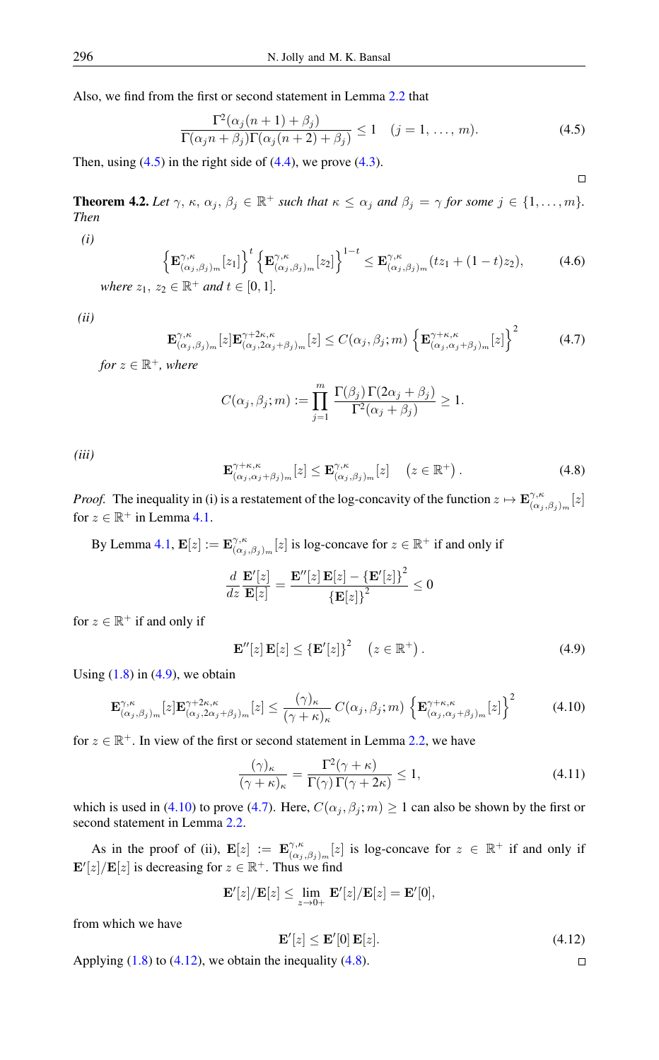Also, we find from the first or second statement in Lemma 2.2 that

$$\frac{\Gamma^2(\alpha_j(n+1)+\beta_j)}{\Gamma(\alpha_j n+\beta_j)\Gamma(\alpha_j(n+2)+\beta_j)} \le 1 \quad (j=1,\,\ldots,\,m). \tag{4.5}$$

Then, using (4.5) in the right side of (4.4), we prove (4.3).

□

**Theorem 4.2.** *Let $\gamma,\,\kappa,\,\alpha_j,\,\beta_j \in \mathbb{R}^+$ such that $\kappa \le \alpha_j$ and $\beta_j = \gamma$ for some $j \in \{1,\ldots,m\}$. Then*

*(i)*

$$\left\{\mathbf{E}^{\gamma,\kappa}_{(\alpha_j,\beta_j)_m}[z_1]\right\}^t \left\{\mathbf{E}^{\gamma,\kappa}_{(\alpha_j,\beta_j)_m}[z_2]\right\}^{1-t} \le \mathbf{E}^{\gamma,\kappa}_{(\alpha_j,\beta_j)_m}(tz_1+(1-t)z_2), \tag{4.6}$$

*where $z_1,\,z_2 \in \mathbb{R}^+$ and $t \in [0,1]$.*

*(ii)*

$$\mathbf{E}^{\gamma,\kappa}_{(\alpha_j,\beta_j)_m}[z]\mathbf{E}^{\gamma+2\kappa,\kappa}_{(\alpha_j,2\alpha_j+\beta_j)_m}[z] \le C(\alpha_j,\beta_j;m)\left\{\mathbf{E}^{\gamma+\kappa,\kappa}_{(\alpha_j,\alpha_j+\beta_j)_m}[z]\right\}^2 \tag{4.7}$$

*for $z \in \mathbb{R}^+$, where*

$$C(\alpha_j,\beta_j;m) := \prod_{j=1}^{m} \frac{\Gamma(\beta_j)\,\Gamma(2\alpha_j+\beta_j)}{\Gamma^2(\alpha_j+\beta_j)} \ge 1.$$

*(iii)*

$$\mathbf{E}^{\gamma+\kappa,\kappa}_{(\alpha_j,\alpha_j+\beta_j)_m}[z] \le \mathbf{E}^{\gamma,\kappa}_{(\alpha_j,\beta_j)_m}[z] \quad \left(z \in \mathbb{R}^+\right). \tag{4.8}$$

*Proof.* The inequality in (i) is a restatement of the log-concavity of the function $z \mapsto \mathbf{E}^{\gamma,\kappa}_{(\alpha_j,\beta_j)_m}[z]$ for $z \in \mathbb{R}^+$ in Lemma 4.1.

By Lemma 4.1, $\mathbf{E}[z] := \mathbf{E}^{\gamma,\kappa}_{(\alpha_j,\beta_j)_m}[z]$ is log-concave for $z \in \mathbb{R}^+$ if and only if

$$\frac{d}{dz}\frac{\mathbf{E}'[z]}{\mathbf{E}[z]} = \frac{\mathbf{E}''[z]\,\mathbf{E}[z]-\{\mathbf{E}'[z]\}^2}{\{\mathbf{E}[z]\}^2} \le 0$$

for $z \in \mathbb{R}^+$ if and only if

$$\mathbf{E}''[z]\,\mathbf{E}[z] \le \{\mathbf{E}'[z]\}^2 \quad \left(z \in \mathbb{R}^+\right). \tag{4.9}$$

Using (1.8) in (4.9), we obtain

$$\mathbf{E}^{\gamma,\kappa}_{(\alpha_j,\beta_j)_m}[z]\mathbf{E}^{\gamma+2\kappa,\kappa}_{(\alpha_j,2\alpha_j+\beta_j)_m}[z] \le \frac{(\gamma)_\kappa}{(\gamma+\kappa)_\kappa}\,C(\alpha_j,\beta_j;m)\left\{\mathbf{E}^{\gamma+\kappa,\kappa}_{(\alpha_j,\alpha_j+\beta_j)_m}[z]\right\}^2 \tag{4.10}$$

for $z \in \mathbb{R}^+$. In view of the first or second statement in Lemma 2.2, we have

$$\frac{(\gamma)_\kappa}{(\gamma+\kappa)_\kappa} = \frac{\Gamma^2(\gamma+\kappa)}{\Gamma(\gamma)\,\Gamma(\gamma+2\kappa)} \le 1, \tag{4.11}$$

which is used in (4.10) to prove (4.7). Here, $C(\alpha_j,\beta_j;m) \ge 1$ can also be shown by the first or second statement in Lemma 2.2.

As in the proof of (ii), $\mathbf{E}[z] := \mathbf{E}^{\gamma,\kappa}_{(\alpha_j,\beta_j)_m}[z]$ is log-concave for $z \in \mathbb{R}^+$ if and only if $\mathbf{E}'[z]/\mathbf{E}[z]$ is decreasing for $z \in \mathbb{R}^+$. Thus we find

$$\mathbf{E}'[z]/\mathbf{E}[z] \le \lim_{z\to 0+} \mathbf{E}'[z]/\mathbf{E}[z] = \mathbf{E}'[0],$$

from which we have

$$\mathbf{E}'[z] \le \mathbf{E}'[0]\,\mathbf{E}[z]. \tag{4.12}$$

Applying (1.8) to (4.12), we obtain the inequality (4.8).

□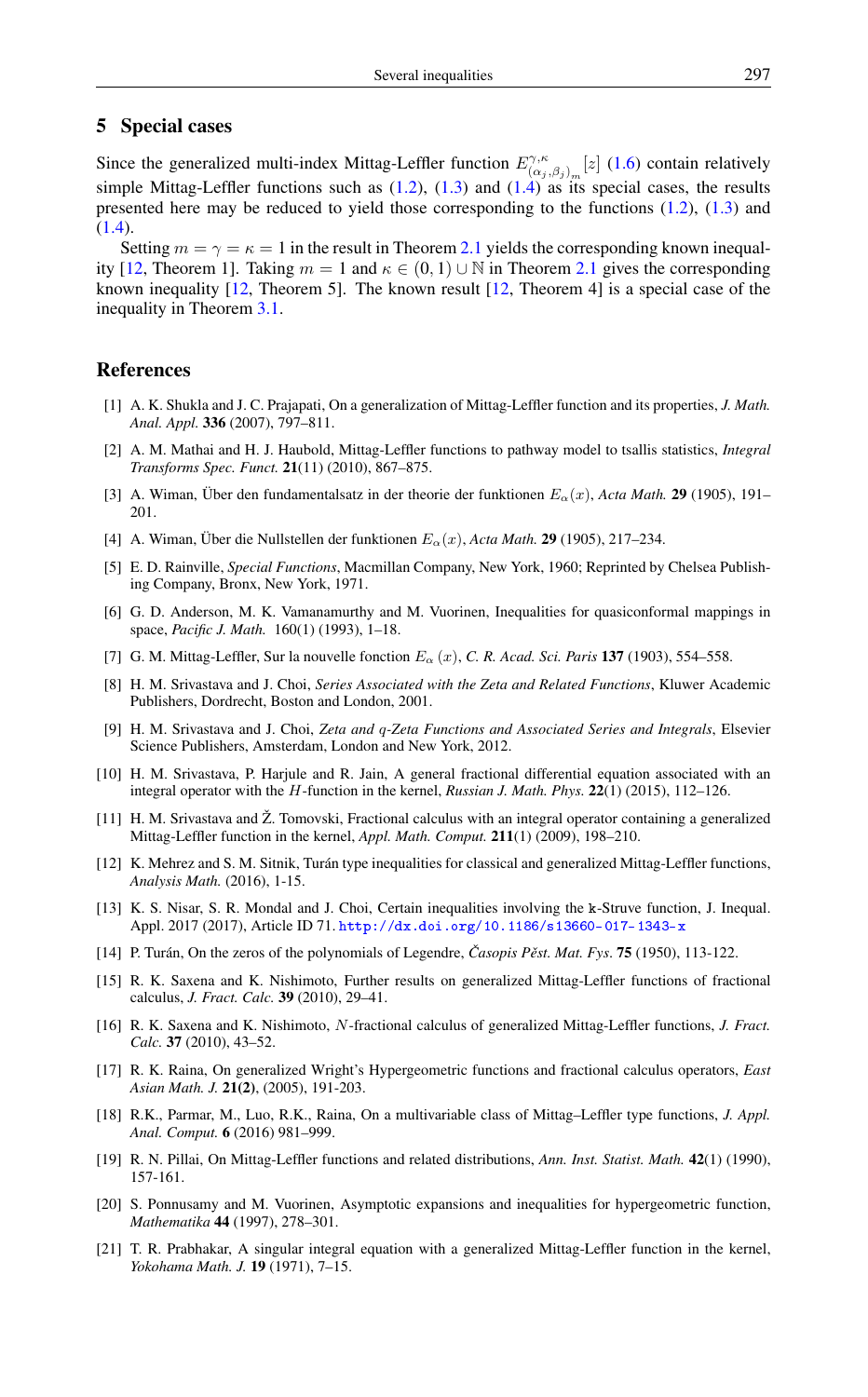## 5 Special cases

Since the generalized multi-index Mittag-Leffler function $E^{\gamma,\kappa}_{(\alpha_j,\beta_j)_m}[z]$ (1.6) contain relatively simple Mittag-Leffler functions such as (1.2), (1.3) and (1.4) as its special cases, the results presented here may be reduced to yield those corresponding to the functions (1.2), (1.3) and (1.4).

Setting $m = \gamma = \kappa = 1$ in the result in Theorem 2.1 yields the corresponding known inequality [12, Theorem 1]. Taking $m = 1$ and $\kappa \in (0, 1) \cup \mathbb{N}$ in Theorem 2.1 gives the corresponding known inequality [12, Theorem 5]. The known result [12, Theorem 4] is a special case of the inequality in Theorem 3.1.

## References

[1] A. K. Shukla and J. C. Prajapati, On a generalization of Mittag-Leffler function and its properties, *J. Math. Anal. Appl.* **336** (2007), 797–811.

[2] A. M. Mathai and H. J. Haubold, Mittag-Leffler functions to pathway model to tsallis statistics, *Integral Transforms Spec. Funct.* **21**(11) (2010), 867–875.

[3] A. Wiman, Über den fundamentalsatz in der theorie der funktionen $E_\alpha(x)$, *Acta Math.* **29** (1905), 191–201.

[4] A. Wiman, Über die Nullstellen der funktionen $E_\alpha(x)$, *Acta Math.* **29** (1905), 217–234.

[5] E. D. Rainville, *Special Functions*, Macmillan Company, New York, 1960; Reprinted by Chelsea Publishing Company, Bronx, New York, 1971.

[6] G. D. Anderson, M. K. Vamanamurthy and M. Vuorinen, Inequalities for quasiconformal mappings in space, *Pacific J. Math.* 160(1) (1993), 1–18.

[7] G. M. Mittag-Leffler, Sur la nouvelle fonction $E_\alpha(x)$, *C. R. Acad. Sci. Paris* **137** (1903), 554–558.

[8] H. M. Srivastava and J. Choi, *Series Associated with the Zeta and Related Functions*, Kluwer Academic Publishers, Dordrecht, Boston and London, 2001.

[9] H. M. Srivastava and J. Choi, *Zeta and q-Zeta Functions and Associated Series and Integrals*, Elsevier Science Publishers, Amsterdam, London and New York, 2012.

[10] H. M. Srivastava, P. Harjule and R. Jain, A general fractional differential equation associated with an integral operator with the $H$-function in the kernel, *Russian J. Math. Phys.* **22**(1) (2015), 112–126.

[11] H. M. Srivastava and Ž. Tomovski, Fractional calculus with an integral operator containing a generalized Mittag-Leffler function in the kernel, *Appl. Math. Comput.* **211**(1) (2009), 198–210.

[12] K. Mehrez and S. M. Sitnik, Turán type inequalities for classical and generalized Mittag-Leffler functions, *Analysis Math.* (2016), 1-15.

[13] K. S. Nisar, S. R. Mondal and J. Choi, Certain inequalities involving the k-Struve function, J. Inequal. Appl. 2017 (2017), Article ID 71. http://dx.doi.org/10.1186/s13660-017-1343-x

[14] P. Turán, On the zeros of the polynomials of Legendre, *Časopis Pěst. Mat. Fys.* **75** (1950), 113-122.

[15] R. K. Saxena and K. Nishimoto, Further results on generalized Mittag-Leffler functions of fractional calculus, *J. Fract. Calc.* **39** (2010), 29–41.

[16] R. K. Saxena and K. Nishimoto, $N$-fractional calculus of generalized Mittag-Leffler functions, *J. Fract. Calc.* **37** (2010), 43–52.

[17] R. K. Raina, On generalized Wright's Hypergeometric functions and fractional calculus operators, *East Asian Math. J.* **21(2)**, (2005), 191-203.

[18] R.K., Parmar, M., Luo, R.K., Raina, On a multivariable class of Mittag–Leffler type functions, *J. Appl. Anal. Comput.* **6** (2016) 981–999.

[19] R. N. Pillai, On Mittag-Leffler functions and related distributions, *Ann. Inst. Statist. Math.* **42**(1) (1990), 157-161.

[20] S. Ponnusamy and M. Vuorinen, Asymptotic expansions and inequalities for hypergeometric function, *Mathematika* **44** (1997), 278–301.

[21] T. R. Prabhakar, A singular integral equation with a generalized Mittag-Leffler function in the kernel, *Yokohama Math. J.* **19** (1971), 7–15.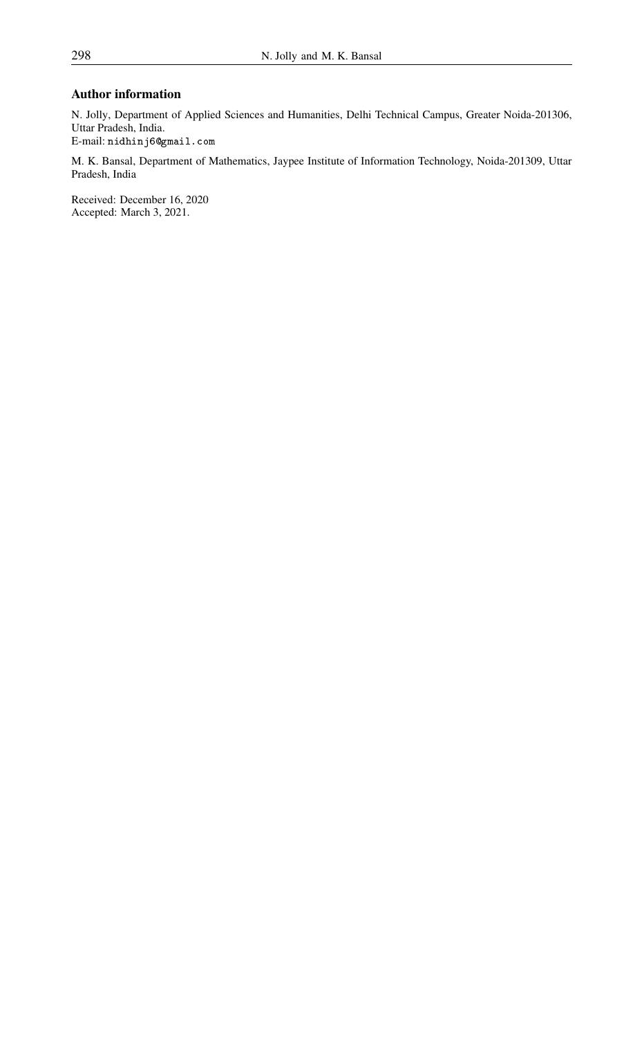## Author information

N. Jolly, Department of Applied Sciences and Humanities, Delhi Technical Campus, Greater Noida-201306, Uttar Pradesh, India.
E-mail: nidhinj6@gmail.com

M. K. Bansal, Department of Mathematics, Jaypee Institute of Information Technology, Noida-201309, Uttar Pradesh, India

Received: December 16, 2020
Accepted: March 3, 2021.